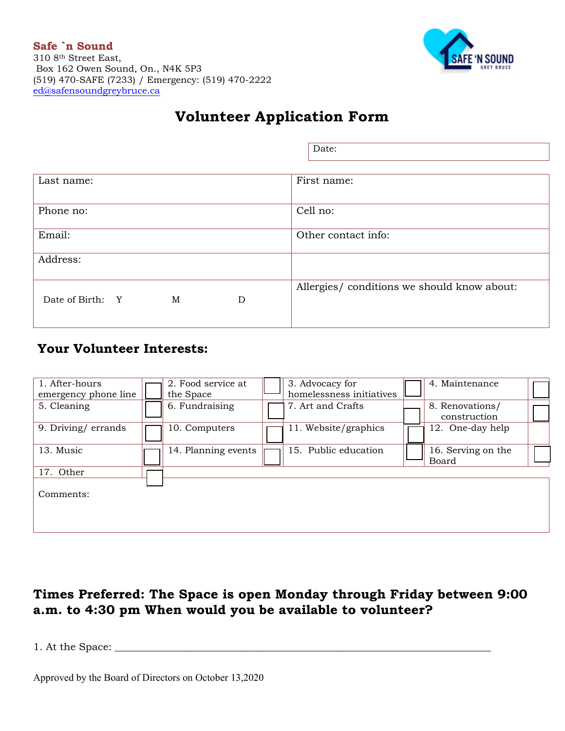**Safe `n Sound**
310 8th Street East,
Box 162 Owen Sound, On., N4K 5P3
(519) 470-SAFE (7233) / Emergency: (519) 470-2222
ed@safensoundgreybruce.ca

# Volunteer Application Form

| Date: |
|---|

| Last name: | First name: |
|---|---|
| Phone no: | Cell no: |
| Email: | Other contact info: |
| Address: | |
| Date of Birth: Y M D | Allergies/ conditions we should know about: |

## Your Volunteer Interests:

| | | | | | | | |
|---|---|---|---|---|---|---|---|
| 1. After-hours emergency phone line | ☐ | 2. Food service at the Space | ☐ | 3. Advocacy for homelessness initiatives | ☐ | 4. Maintenance | ☐ |
| 5. Cleaning | ☐ | 6. Fundraising | ☐ | 7. Art and Crafts | ☐ | 8. Renovations/ construction | ☐ |
| 9. Driving/ errands | ☐ | 10. Computers | ☐ | 11. Website/graphics | ☐ | 12. One-day help | |
| 13. Music | ☐ | 14. Planning events | ☐ | 15. Public education | ☐ | 16. Serving on the Board | ☐ |
| 17. Other | ☐ | | | | | | |

| Comments: |
|---|

### Times Preferred: The Space is open Monday through Friday between 9:00 a.m. to 4:30 pm When would you be available to volunteer?

1. At the Space: ______________________________________________________________________

Approved by the Board of Directors on October 13,2020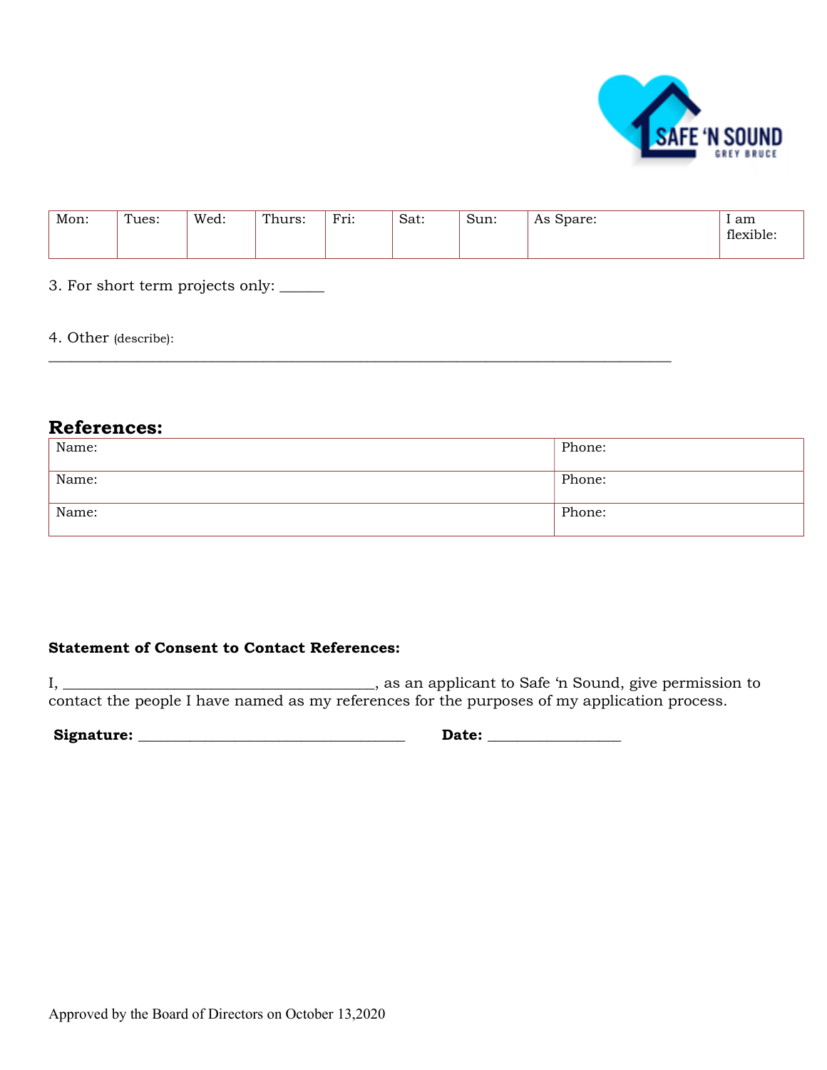| Mon: | Tues: | Wed: | Thurs: | Fri: | Sat: | Sun: | As Spare: | I am flexible: |
|---|---|---|---|---|---|---|---|---|
| | | | | | | | | |

3. For short term projects only: ______

4. Other (describe): ________________________________________________________________________________

## References:

| Name: | Phone: |
|---|---|
| Name: | Phone: |
| Name: | Phone: |

**Statement of Consent to Contact References:**

I, ________________________________________, as an applicant to Safe 'n Sound, give permission to contact the people I have named as my references for the purposes of my application process.

**Signature:** ___________________________________ **Date:** _________________

Approved by the Board of Directors on October 13,2020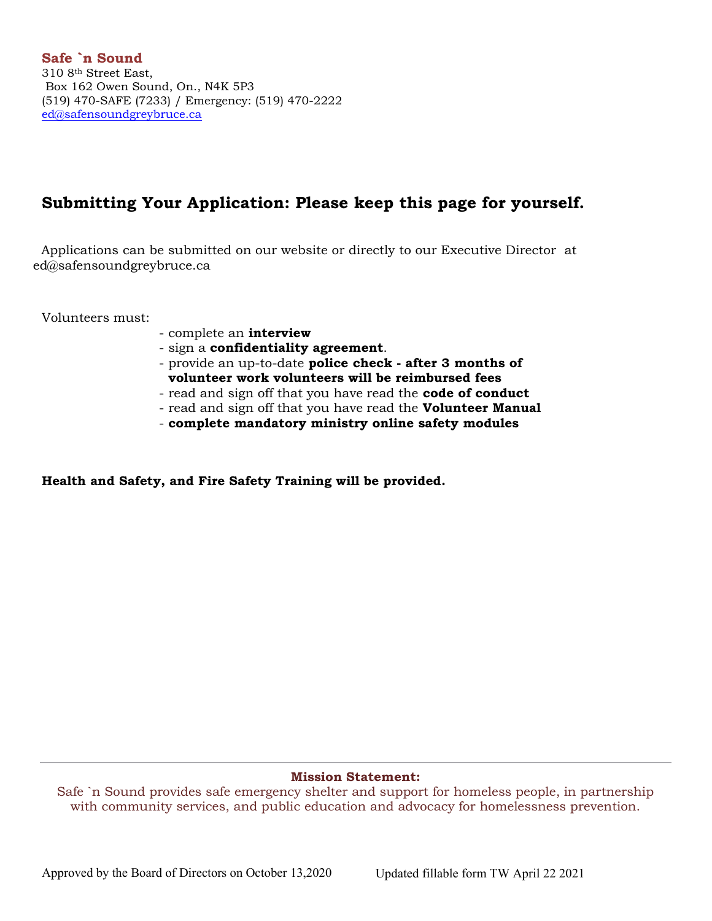**Safe `n Sound**
310 8th Street East,
Box 162 Owen Sound, On., N4K 5P3
(519) 470-SAFE (7233) / Emergency: (519) 470-2222
ed@safensoundgreybruce.ca

## Submitting Your Application: Please keep this page for yourself.

Applications can be submitted on our website or directly to our Executive Director at ed@safensoundgreybruce.ca

Volunteers must:

- complete an **interview**
- sign a **confidentiality agreement**.
- provide an up-to-date **police check - after 3 months of volunteer work volunteers will be reimbursed fees**
- read and sign off that you have read the **code of conduct**
- read and sign off that you have read the **Volunteer Manual**
- **complete mandatory ministry online safety modules**

**Health and Safety, and Fire Safety Training will be provided.**

---

**Mission Statement:**

Safe `n Sound provides safe emergency shelter and support for homeless people, in partnership with community services, and public education and advocacy for homelessness prevention.

Approved by the Board of Directors on October 13,2020 Updated fillable form TW April 22 2021